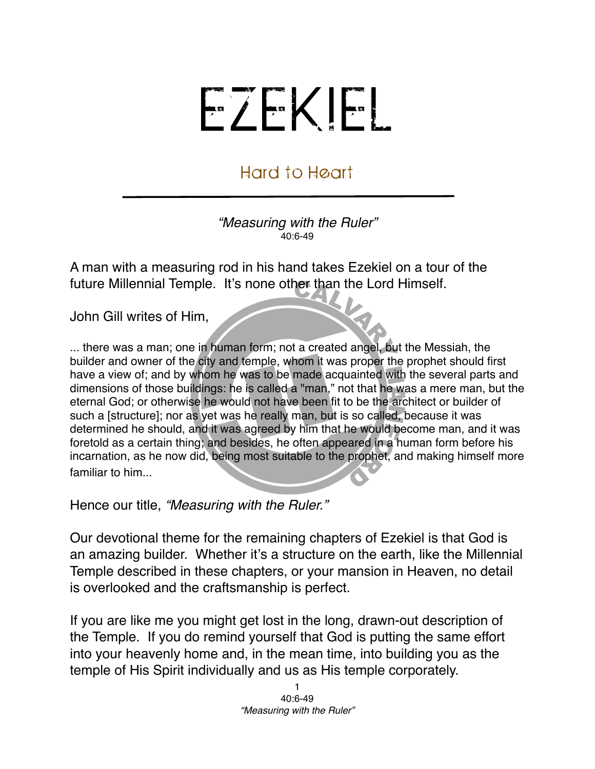# EZEKIEL

## Hard to Heart

*"Measuring with the Ruler"*
40:6-49

A man with a measuring rod in his hand takes Ezekiel on a tour of the future Millennial Temple. It's none other than the Lord Himself.

John Gill writes of Him,

... there was a man; one in human form; not a created angel, but the Messiah, the builder and owner of the city and temple, whom it was proper the prophet should first have a view of; and by whom he was to be made acquainted with the several parts and dimensions of those buildings: he is called a "man," not that he was a mere man, but the eternal God; or otherwise he would not have been fit to be the architect or builder of such a [structure]; nor as yet was he really man, but is so called, because it was determined he should, and it was agreed by him that he would become man, and it was foretold as a certain thing; and besides, he often appeared in a human form before his incarnation, as he now did, being most suitable to the prophet, and making himself more familiar to him...

Hence our title, *"Measuring with the Ruler."*

Our devotional theme for the remaining chapters of Ezekiel is that God is an amazing builder. Whether it's a structure on the earth, like the Millennial Temple described in these chapters, or your mansion in Heaven, no detail is overlooked and the craftsmanship is perfect.

If you are like me you might get lost in the long, drawn-out description of the Temple. If you do remind yourself that God is putting the same effort into your heavenly home and, in the mean time, into building you as the temple of His Spirit individually and us as His temple corporately.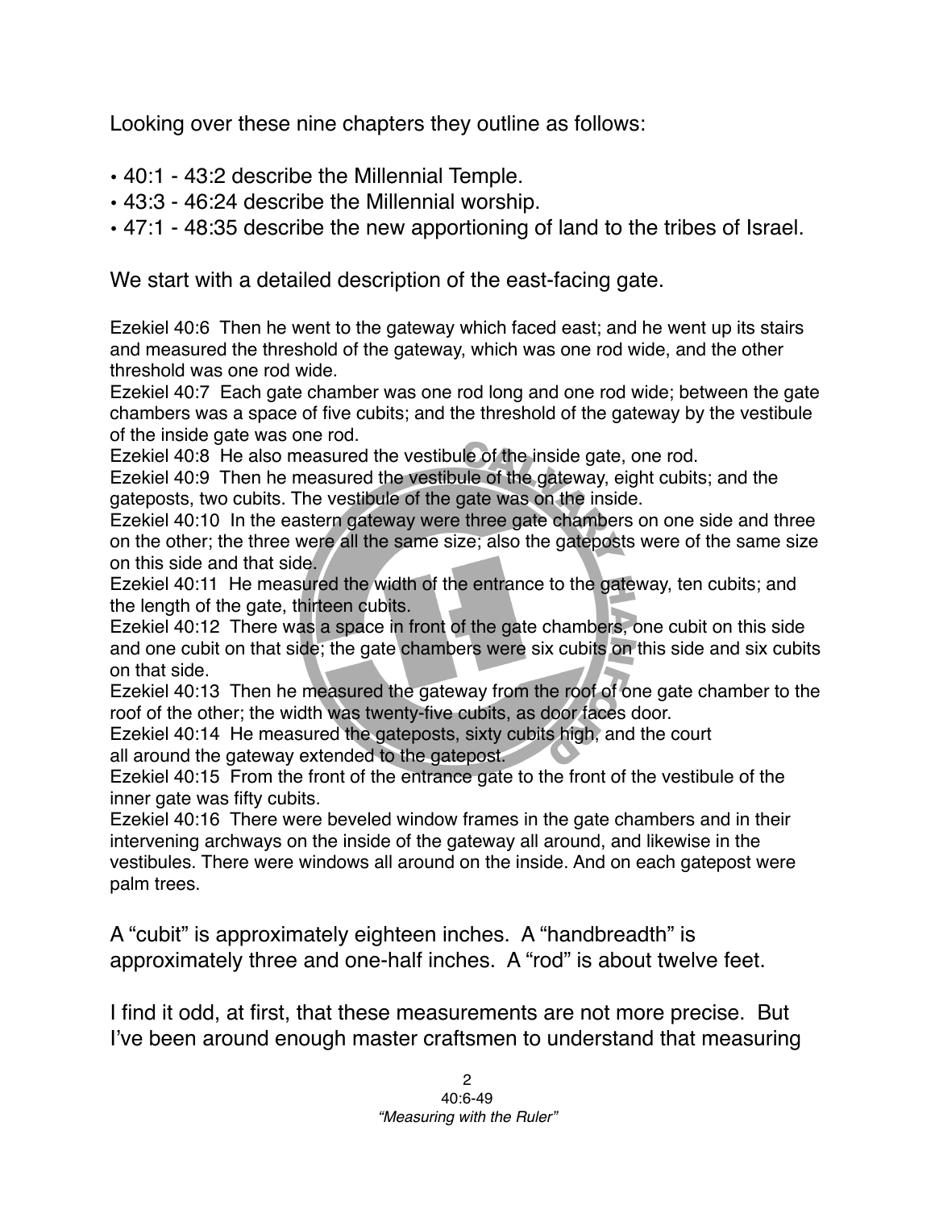Looking over these nine chapters they outline as follows:

- 40:1 - 43:2 describe the Millennial Temple.
- 43:3 - 46:24 describe the Millennial worship.
- 47:1 - 48:35 describe the new apportioning of land to the tribes of Israel.

We start with a detailed description of the east-facing gate.

Ezekiel 40:6 Then he went to the gateway which faced east; and he went up its stairs and measured the threshold of the gateway, which was one rod wide, and the other threshold was one rod wide.
Ezekiel 40:7 Each gate chamber was one rod long and one rod wide; between the gate chambers was a space of five cubits; and the threshold of the gateway by the vestibule of the inside gate was one rod.
Ezekiel 40:8 He also measured the vestibule of the inside gate, one rod.
Ezekiel 40:9 Then he measured the vestibule of the gateway, eight cubits; and the gateposts, two cubits. The vestibule of the gate was on the inside.
Ezekiel 40:10 In the eastern gateway were three gate chambers on one side and three on the other; the three were all the same size; also the gateposts were of the same size on this side and that side.
Ezekiel 40:11 He measured the width of the entrance to the gateway, ten cubits; and the length of the gate, thirteen cubits.
Ezekiel 40:12 There was a space in front of the gate chambers, one cubit on this side and one cubit on that side; the gate chambers were six cubits on this side and six cubits on that side.
Ezekiel 40:13 Then he measured the gateway from the roof of one gate chamber to the roof of the other; the width was twenty-five cubits, as door faces door.
Ezekiel 40:14 He measured the gateposts, sixty cubits high, and the court all around the gateway extended to the gatepost.
Ezekiel 40:15 From the front of the entrance gate to the front of the vestibule of the inner gate was fifty cubits.
Ezekiel 40:16 There were beveled window frames in the gate chambers and in their intervening archways on the inside of the gateway all around, and likewise in the vestibules. There were windows all around on the inside. And on each gatepost were palm trees.

A "cubit" is approximately eighteen inches. A "handbreadth" is approximately three and one-half inches. A "rod" is about twelve feet.

I find it odd, at first, that these measurements are not more precise. But I've been around enough master craftsmen to understand that measuring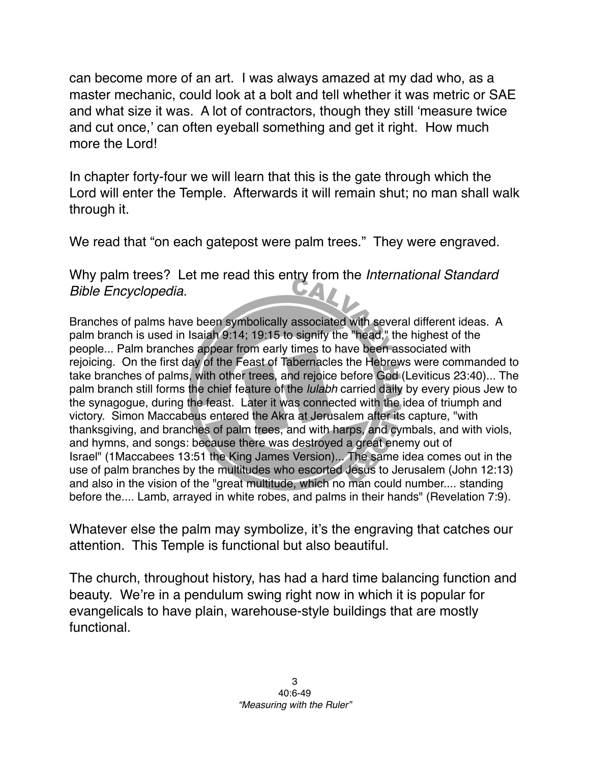can become more of an art. I was always amazed at my dad who, as a master mechanic, could look at a bolt and tell whether it was metric or SAE and what size it was. A lot of contractors, though they still 'measure twice and cut once,' can often eyeball something and get it right. How much more the Lord!

In chapter forty-four we will learn that this is the gate through which the Lord will enter the Temple. Afterwards it will remain shut; no man shall walk through it.

We read that "on each gatepost were palm trees." They were engraved.

Why palm trees? Let me read this entry from the *International Standard Bible Encyclopedia.*

Branches of palms have been symbolically associated with several different ideas. A palm branch is used in Isaiah 9:14; 19:15 to signify the "head," the highest of the people... Palm branches appear from early times to have been associated with rejoicing. On the first day of the Feast of Tabernacles the Hebrews were commanded to take branches of palms, with other trees, and rejoice before God (Leviticus 23:40)... The palm branch still forms the chief feature of the *lulabh* carried daily by every pious Jew to the synagogue, during the feast. Later it was connected with the idea of triumph and victory. Simon Maccabeus entered the Akra at Jerusalem after its capture, "with thanksgiving, and branches of palm trees, and with harps, and cymbals, and with viols, and hymns, and songs: because there was destroyed a great enemy out of Israel" (1Maccabees 13:51 the King James Version)... The same idea comes out in the use of palm branches by the multitudes who escorted Jesus to Jerusalem (John 12:13) and also in the vision of the "great multitude, which no man could number.... standing before the.... Lamb, arrayed in white robes, and palms in their hands" (Revelation 7:9).

Whatever else the palm may symbolize, it's the engraving that catches our attention. This Temple is functional but also beautiful.

The church, throughout history, has had a hard time balancing function and beauty. We're in a pendulum swing right now in which it is popular for evangelicals to have plain, warehouse-style buildings that are mostly functional.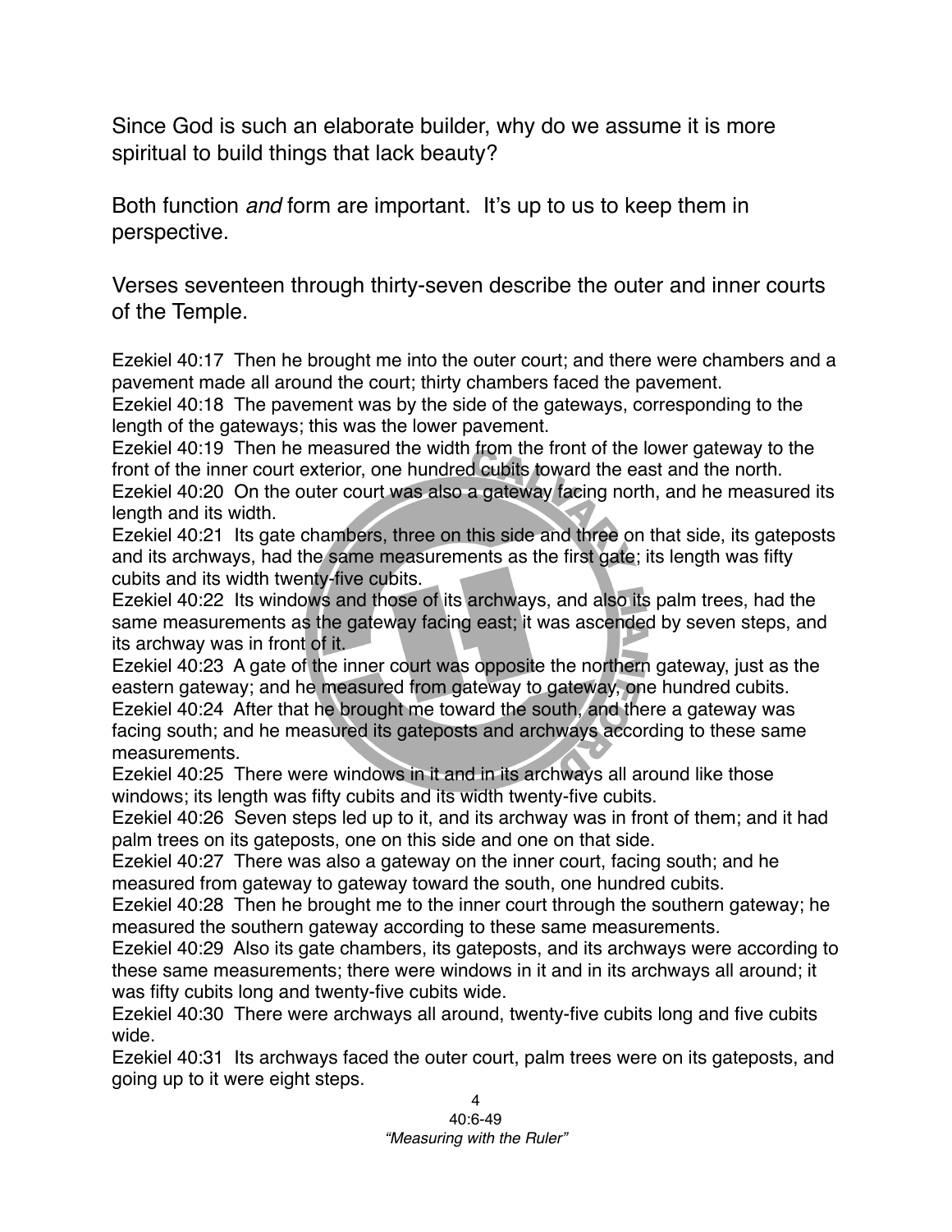Since God is such an elaborate builder, why do we assume it is more spiritual to build things that lack beauty?

Both function *and* form are important. It's up to us to keep them in perspective.

Verses seventeen through thirty-seven describe the outer and inner courts of the Temple.

Ezekiel 40:17 Then he brought me into the outer court; and there were chambers and a pavement made all around the court; thirty chambers faced the pavement.
Ezekiel 40:18 The pavement was by the side of the gateways, corresponding to the length of the gateways; this was the lower pavement.
Ezekiel 40:19 Then he measured the width from the front of the lower gateway to the front of the inner court exterior, one hundred cubits toward the east and the north.
Ezekiel 40:20 On the outer court was also a gateway facing north, and he measured its length and its width.
Ezekiel 40:21 Its gate chambers, three on this side and three on that side, its gateposts and its archways, had the same measurements as the first gate; its length was fifty cubits and its width twenty-five cubits.
Ezekiel 40:22 Its windows and those of its archways, and also its palm trees, had the same measurements as the gateway facing east; it was ascended by seven steps, and its archway was in front of it.
Ezekiel 40:23 A gate of the inner court was opposite the northern gateway, just as the eastern gateway; and he measured from gateway to gateway, one hundred cubits.
Ezekiel 40:24 After that he brought me toward the south, and there a gateway was facing south; and he measured its gateposts and archways according to these same measurements.
Ezekiel 40:25 There were windows in it and in its archways all around like those windows; its length was fifty cubits and its width twenty-five cubits.
Ezekiel 40:26 Seven steps led up to it, and its archway was in front of them; and it had palm trees on its gateposts, one on this side and one on that side.
Ezekiel 40:27 There was also a gateway on the inner court, facing south; and he measured from gateway to gateway toward the south, one hundred cubits.
Ezekiel 40:28 Then he brought me to the inner court through the southern gateway; he measured the southern gateway according to these same measurements.
Ezekiel 40:29 Also its gate chambers, its gateposts, and its archways were according to these same measurements; there were windows in it and in its archways all around; it was fifty cubits long and twenty-five cubits wide.
Ezekiel 40:30 There were archways all around, twenty-five cubits long and five cubits wide.
Ezekiel 40:31 Its archways faced the outer court, palm trees were on its gateposts, and going up to it were eight steps.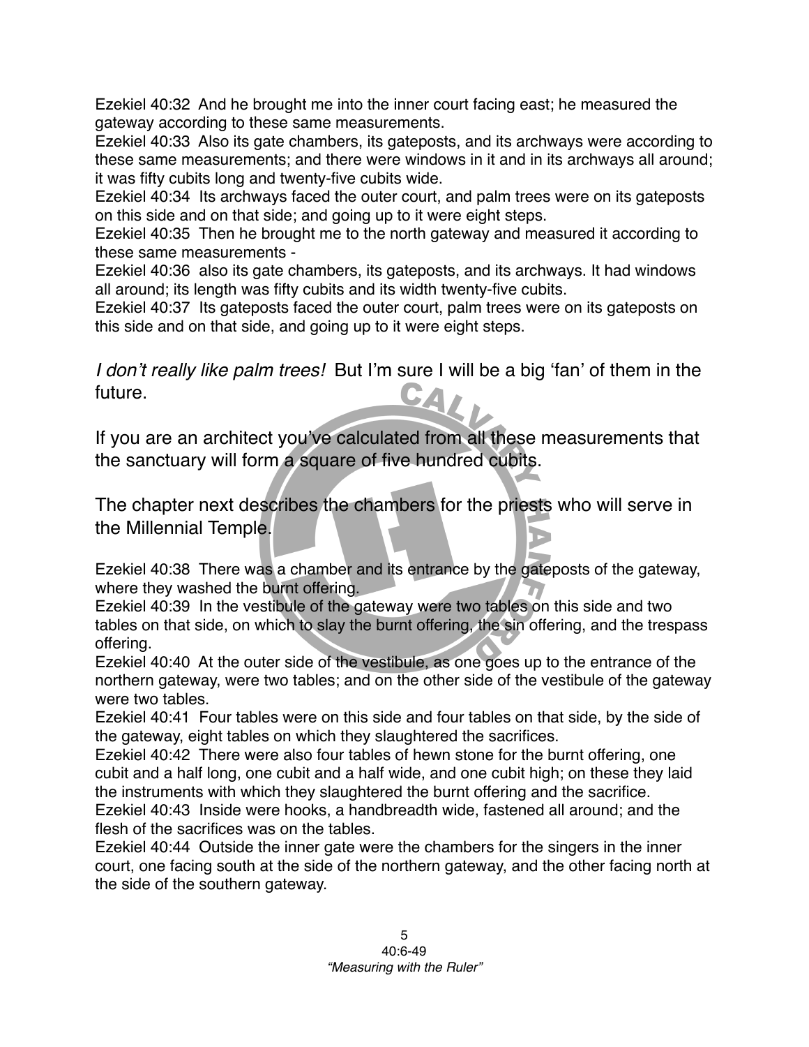Ezekiel 40:32 And he brought me into the inner court facing east; he measured the gateway according to these same measurements.
Ezekiel 40:33 Also its gate chambers, its gateposts, and its archways were according to these same measurements; and there were windows in it and in its archways all around; it was fifty cubits long and twenty-five cubits wide.
Ezekiel 40:34 Its archways faced the outer court, and palm trees were on its gateposts on this side and on that side; and going up to it were eight steps.
Ezekiel 40:35 Then he brought me to the north gateway and measured it according to these same measurements -
Ezekiel 40:36 also its gate chambers, its gateposts, and its archways. It had windows all around; its length was fifty cubits and its width twenty-five cubits.
Ezekiel 40:37 Its gateposts faced the outer court, palm trees were on its gateposts on this side and on that side, and going up to it were eight steps.

*I don't really like palm trees!* But I'm sure I will be a big 'fan' of them in the future.

If you are an architect you've calculated from all these measurements that the sanctuary will form a square of five hundred cubits.

The chapter next describes the chambers for the priests who will serve in the Millennial Temple.

Ezekiel 40:38 There was a chamber and its entrance by the gateposts of the gateway, where they washed the burnt offering.
Ezekiel 40:39 In the vestibule of the gateway were two tables on this side and two tables on that side, on which to slay the burnt offering, the sin offering, and the trespass offering.
Ezekiel 40:40 At the outer side of the vestibule, as one goes up to the entrance of the northern gateway, were two tables; and on the other side of the vestibule of the gateway were two tables.
Ezekiel 40:41 Four tables were on this side and four tables on that side, by the side of the gateway, eight tables on which they slaughtered the sacrifices.
Ezekiel 40:42 There were also four tables of hewn stone for the burnt offering, one cubit and a half long, one cubit and a half wide, and one cubit high; on these they laid the instruments with which they slaughtered the burnt offering and the sacrifice.
Ezekiel 40:43 Inside were hooks, a handbreadth wide, fastened all around; and the flesh of the sacrifices was on the tables.
Ezekiel 40:44 Outside the inner gate were the chambers for the singers in the inner court, one facing south at the side of the northern gateway, and the other facing north at the side of the southern gateway.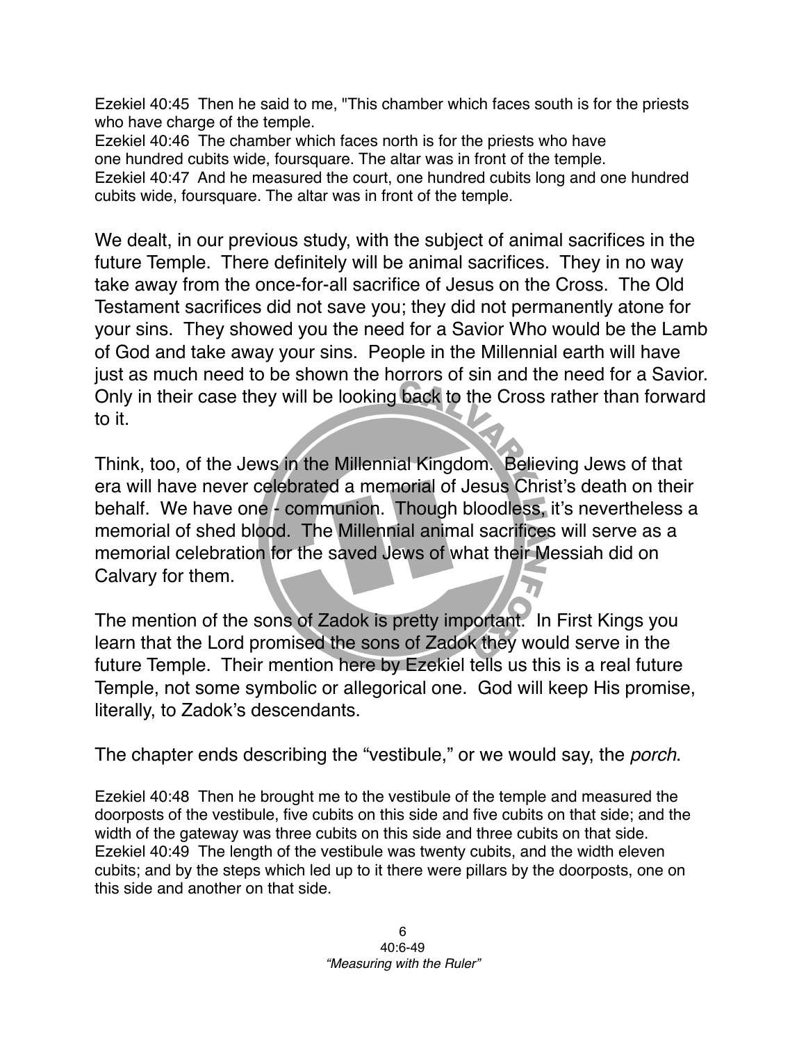Ezekiel 40:45 Then he said to me, "This chamber which faces south is for the priests who have charge of the temple.
Ezekiel 40:46 The chamber which faces north is for the priests who have one hundred cubits wide, foursquare. The altar was in front of the temple.
Ezekiel 40:47 And he measured the court, one hundred cubits long and one hundred cubits wide, foursquare. The altar was in front of the temple.

We dealt, in our previous study, with the subject of animal sacrifices in the future Temple. There definitely will be animal sacrifices. They in no way take away from the once-for-all sacrifice of Jesus on the Cross. The Old Testament sacrifices did not save you; they did not permanently atone for your sins. They showed you the need for a Savior Who would be the Lamb of God and take away your sins. People in the Millennial earth will have just as much need to be shown the horrors of sin and the need for a Savior. Only in their case they will be looking back to the Cross rather than forward to it.

Think, too, of the Jews in the Millennial Kingdom. Believing Jews of that era will have never celebrated a memorial of Jesus Christ's death on their behalf. We have one - communion. Though bloodless, it's nevertheless a memorial of shed blood. The Millennial animal sacrifices will serve as a memorial celebration for the saved Jews of what their Messiah did on Calvary for them.

The mention of the sons of Zadok is pretty important. In First Kings you learn that the Lord promised the sons of Zadok they would serve in the future Temple. Their mention here by Ezekiel tells us this is a real future Temple, not some symbolic or allegorical one. God will keep His promise, literally, to Zadok's descendants.

The chapter ends describing the "vestibule," or we would say, the *porch*.

Ezekiel 40:48 Then he brought me to the vestibule of the temple and measured the doorposts of the vestibule, five cubits on this side and five cubits on that side; and the width of the gateway was three cubits on this side and three cubits on that side.
Ezekiel 40:49 The length of the vestibule was twenty cubits, and the width eleven cubits; and by the steps which led up to it there were pillars by the doorposts, one on this side and another on that side.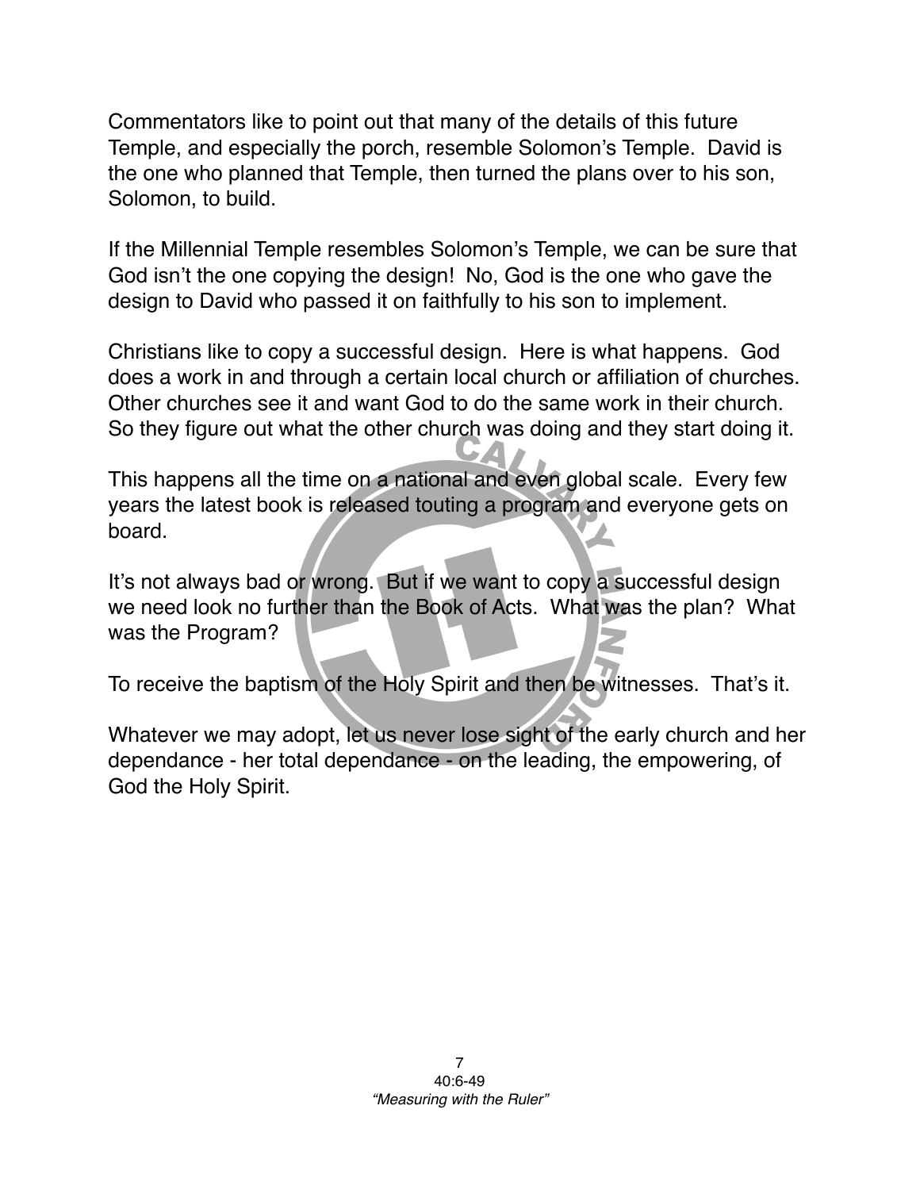Commentators like to point out that many of the details of this future Temple, and especially the porch, resemble Solomon's Temple. David is the one who planned that Temple, then turned the plans over to his son, Solomon, to build.

If the Millennial Temple resembles Solomon's Temple, we can be sure that God isn't the one copying the design! No, God is the one who gave the design to David who passed it on faithfully to his son to implement.

Christians like to copy a successful design. Here is what happens. God does a work in and through a certain local church or affiliation of churches. Other churches see it and want God to do the same work in their church. So they figure out what the other church was doing and they start doing it.

This happens all the time on a national and even global scale. Every few years the latest book is released touting a program and everyone gets on board.

It's not always bad or wrong. But if we want to copy a successful design we need look no further than the Book of Acts. What was the plan? What was the Program?

To receive the baptism of the Holy Spirit and then be witnesses. That's it.

Whatever we may adopt, let us never lose sight of the early church and her dependance - her total dependance - on the leading, the empowering, of God the Holy Spirit.